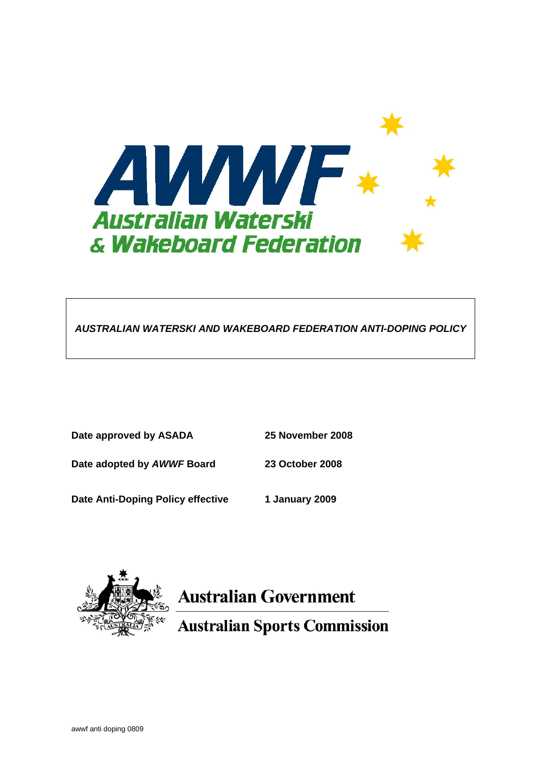AWWF

Australian Waterski & Wakeboard Federation

***AUSTRALIAN WATERSKI AND WAKEBOARD FEDERATION ANTI-DOPING POLICY***

| | |
|---|---|
| **Date approved by ASADA** | **25 November 2008** |
| **Date adopted by *AWWF* Board** | **23 October 2008** |
| **Date Anti-Doping Policy effective** | **1 January 2009** |

Australian Government

Australian Sports Commission

awwf anti doping 0809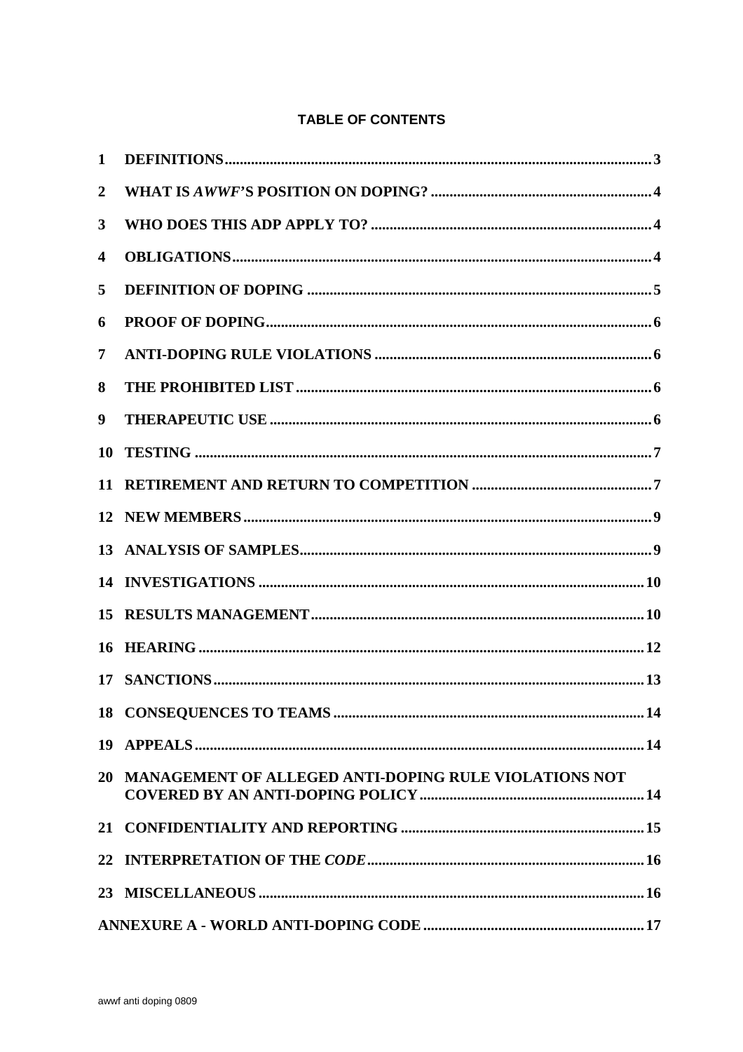**TABLE OF CONTENTS**

| | | |
|---|---|---|
| 1 | DEFINITIONS | 3 |
| 2 | WHAT IS *AWWF*'S POSITION ON DOPING? | 4 |
| 3 | WHO DOES THIS ADP APPLY TO? | 4 |
| 4 | OBLIGATIONS | 4 |
| 5 | DEFINITION OF DOPING | 5 |
| 6 | PROOF OF DOPING | 6 |
| 7 | ANTI-DOPING RULE VIOLATIONS | 6 |
| 8 | THE PROHIBITED LIST | 6 |
| 9 | THERAPEUTIC USE | 6 |
| 10 | TESTING | 7 |
| 11 | RETIREMENT AND RETURN TO COMPETITION | 7 |
| 12 | NEW MEMBERS | 9 |
| 13 | ANALYSIS OF SAMPLES | 9 |
| 14 | INVESTIGATIONS | 10 |
| 15 | RESULTS MANAGEMENT | 10 |
| 16 | HEARING | 12 |
| 17 | SANCTIONS | 13 |
| 18 | CONSEQUENCES TO TEAMS | 14 |
| 19 | APPEALS | 14 |
| 20 | MANAGEMENT OF ALLEGED ANTI-DOPING RULE VIOLATIONS NOT COVERED BY AN ANTI-DOPING POLICY | 14 |
| 21 | CONFIDENTIALITY AND REPORTING | 15 |
| 22 | INTERPRETATION OF THE *CODE* | 16 |
| 23 | MISCELLANEOUS | 16 |
| | ANNEXURE A - WORLD ANTI-DOPING CODE | 17 |

awwf anti doping 0809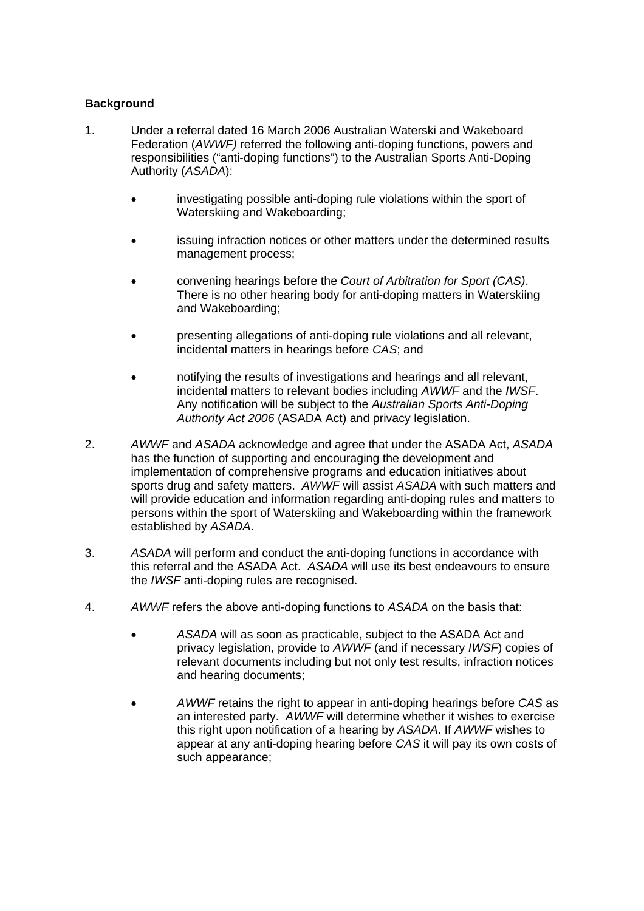**Background**

1. Under a referral dated 16 March 2006 Australian Waterski and Wakeboard Federation (*AWWF)* referred the following anti-doping functions, powers and responsibilities ("anti-doping functions") to the Australian Sports Anti-Doping Authority (*ASADA*):

   - investigating possible anti-doping rule violations within the sport of Waterskiing and Wakeboarding;

   - issuing infraction notices or other matters under the determined results management process;

   - convening hearings before the *Court of Arbitration for Sport (CAS)*. There is no other hearing body for anti-doping matters in Waterskiing and Wakeboarding;

   - presenting allegations of anti-doping rule violations and all relevant, incidental matters in hearings before *CAS*; and

   - notifying the results of investigations and hearings and all relevant, incidental matters to relevant bodies including *AWWF* and the *IWSF*. Any notification will be subject to the *Australian Sports Anti-Doping Authority Act 2006* (ASADA Act) and privacy legislation.

2. *AWWF* and *ASADA* acknowledge and agree that under the ASADA Act, *ASADA* has the function of supporting and encouraging the development and implementation of comprehensive programs and education initiatives about sports drug and safety matters. *AWWF* will assist *ASADA* with such matters and will provide education and information regarding anti-doping rules and matters to persons within the sport of Waterskiing and Wakeboarding within the framework established by *ASADA*.

3. *ASADA* will perform and conduct the anti-doping functions in accordance with this referral and the ASADA Act. *ASADA* will use its best endeavours to ensure the *IWSF* anti-doping rules are recognised.

4. *AWWF* refers the above anti-doping functions to *ASADA* on the basis that:

   - *ASADA* will as soon as practicable, subject to the ASADA Act and privacy legislation, provide to *AWWF* (and if necessary *IWSF*) copies of relevant documents including but not only test results, infraction notices and hearing documents;

   - *AWWF* retains the right to appear in anti-doping hearings before *CAS* as an interested party. *AWWF* will determine whether it wishes to exercise this right upon notification of a hearing by *ASADA*. If *AWWF* wishes to appear at any anti-doping hearing before *CAS* it will pay its own costs of such appearance;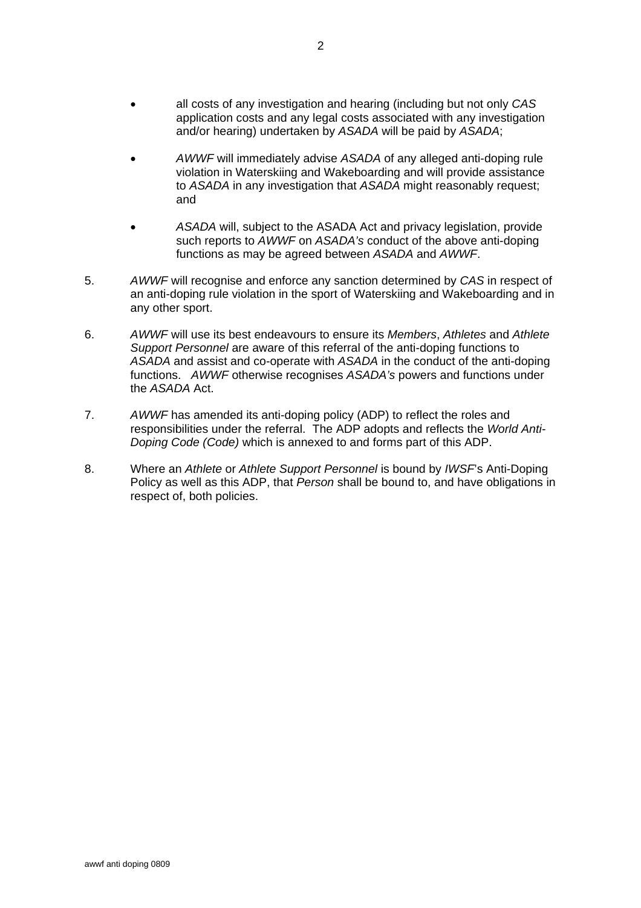- all costs of any investigation and hearing (including but not only *CAS* application costs and any legal costs associated with any investigation and/or hearing) undertaken by *ASADA* will be paid by *ASADA*;

- *AWWF* will immediately advise *ASADA* of any alleged anti-doping rule violation in Waterskiing and Wakeboarding and will provide assistance to *ASADA* in any investigation that *ASADA* might reasonably request; and

- *ASADA* will, subject to the ASADA Act and privacy legislation, provide such reports to *AWWF* on *ASADA's* conduct of the above anti-doping functions as may be agreed between *ASADA* and *AWWF*.

5. *AWWF* will recognise and enforce any sanction determined by *CAS* in respect of an anti-doping rule violation in the sport of Waterskiing and Wakeboarding and in any other sport.

6. *AWWF* will use its best endeavours to ensure its *Members*, *Athletes* and *Athlete Support Personnel* are aware of this referral of the anti-doping functions to *ASADA* and assist and co-operate with *ASADA* in the conduct of the anti-doping functions. *AWWF* otherwise recognises *ASADA's* powers and functions under the *ASADA* Act.

7. *AWWF* has amended its anti-doping policy (ADP) to reflect the roles and responsibilities under the referral. The ADP adopts and reflects the *World Anti-Doping Code (Code)* which is annexed to and forms part of this ADP.

8. Where an *Athlete* or *Athlete Support Personnel* is bound by *IWSF*'s Anti-Doping Policy as well as this ADP, that *Person* shall be bound to, and have obligations in respect of, both policies.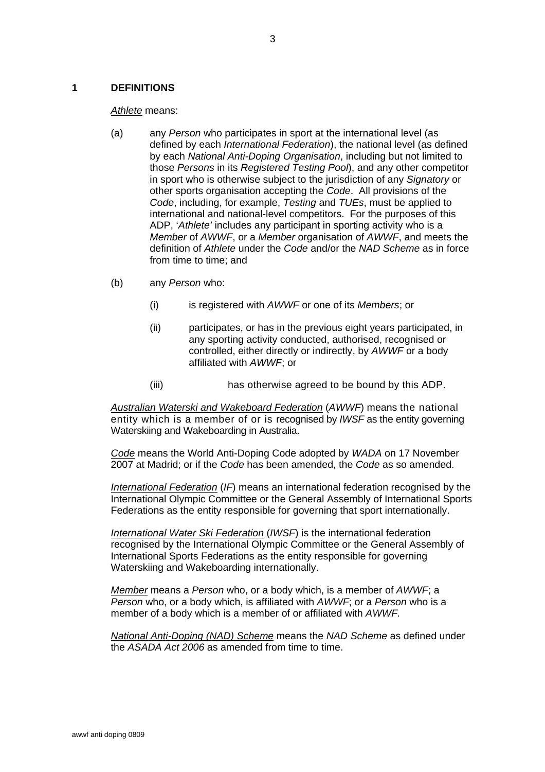## 1 DEFINITIONS

<u>*Athlete*</u> means:

(a) any *Person* who participates in sport at the international level (as defined by each *International Federation*), the national level (as defined by each *National Anti-Doping Organisation*, including but not limited to those *Persons* in its *Registered Testing Pool*), and any other competitor in sport who is otherwise subject to the jurisdiction of any *Signatory* or other sports organisation accepting the *Code*. All provisions of the *Code*, including, for example, *Testing* and *TUEs*, must be applied to international and national-level competitors. For the purposes of this ADP, '*Athlete'* includes any participant in sporting activity who is a *Member* of *AWWF*, or a *Member* organisation of *AWWF*, and meets the definition of *Athlete* under the *Code* and/or the *NAD Scheme* as in force from time to time; and

(b) any *Person* who:

 (i) is registered with *AWWF* or one of its *Members*; or

 (ii) participates, or has in the previous eight years participated, in any sporting activity conducted, authorised, recognised or controlled, either directly or indirectly, by *AWWF* or a body affiliated with *AWWF*; or

 (iii) has otherwise agreed to be bound by this ADP.

<u>*Australian Waterski and Wakeboard Federation*</u> (*AWWF*) means the national entity which is a member of or is recognised by *IWSF* as the entity governing Waterskiing and Wakeboarding in Australia.

<u>*Code*</u> means the World Anti-Doping Code adopted by *WADA* on 17 November 2007 at Madrid; or if the *Code* has been amended, the *Code* as so amended.

<u>*International Federation*</u> (*IF*) means an international federation recognised by the International Olympic Committee or the General Assembly of International Sports Federations as the entity responsible for governing that sport internationally.

<u>*International Water Ski Federation*</u> (*IWSF*) is the international federation recognised by the International Olympic Committee or the General Assembly of International Sports Federations as the entity responsible for governing Waterskiing and Wakeboarding internationally.

<u>*Member*</u> means a *Person* who, or a body which, is a member of *AWWF*; a *Person* who, or a body which, is affiliated with *AWWF*; or a *Person* who is a member of a body which is a member of or affiliated with *AWWF.*

<u>*National Anti-Doping (NAD) Scheme*</u> means the *NAD Scheme* as defined under the *ASADA Act 2006* as amended from time to time.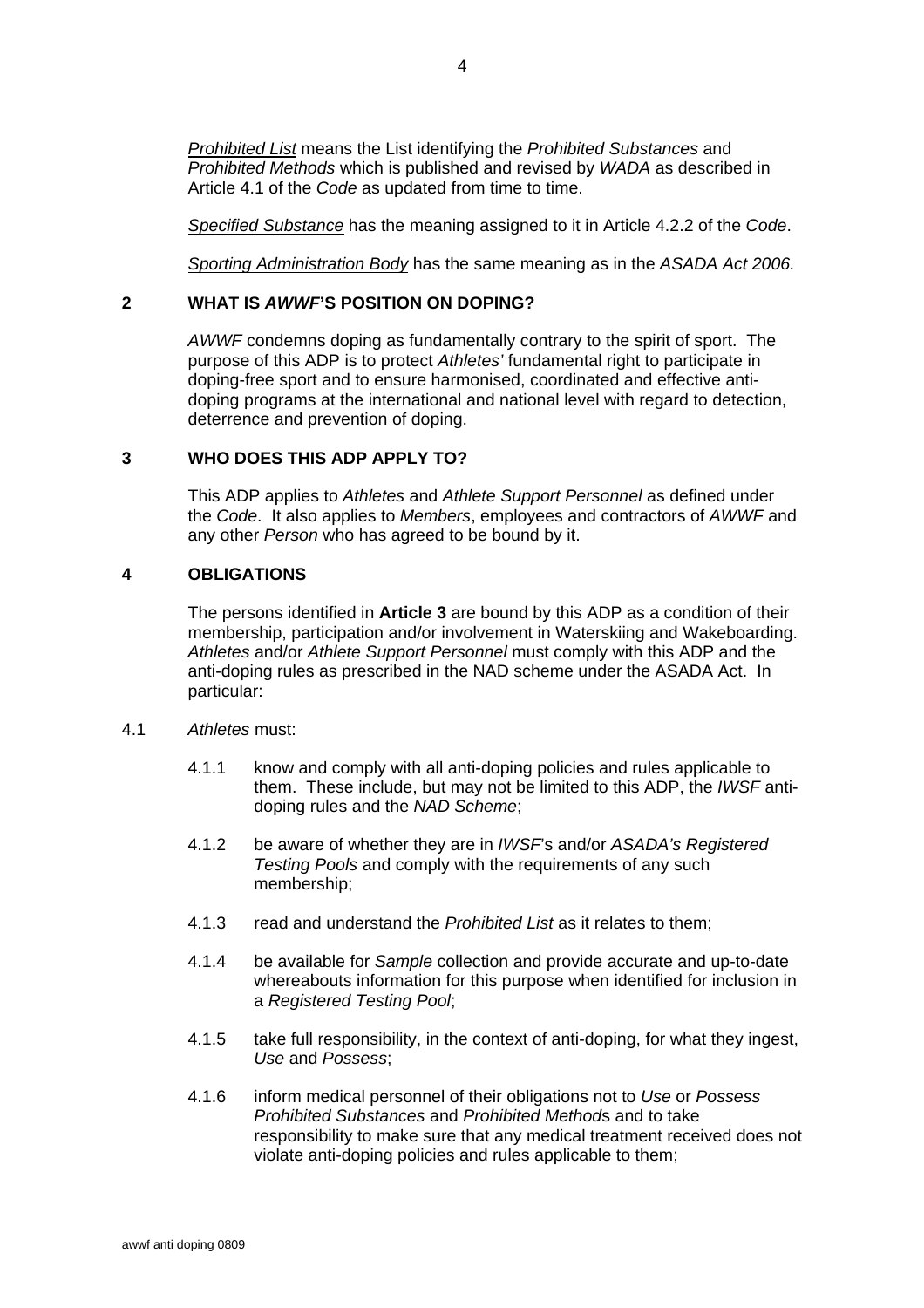<u>*Prohibited List*</u> means the List identifying the *Prohibited Substances* and *Prohibited Methods* which is published and revised by *WADA* as described in Article 4.1 of the *Code* as updated from time to time.

<u>*Specified Substance*</u> has the meaning assigned to it in Article 4.2.2 of the *Code*.

<u>*Sporting Administration Body*</u> has the same meaning as in the *ASADA Act 2006.*

## 2 WHAT IS *AWWF*'S POSITION ON DOPING?

*AWWF* condemns doping as fundamentally contrary to the spirit of sport. The purpose of this ADP is to protect *Athletes'* fundamental right to participate in doping-free sport and to ensure harmonised, coordinated and effective anti-doping programs at the international and national level with regard to detection, deterrence and prevention of doping.

## 3 WHO DOES THIS ADP APPLY TO?

This ADP applies to *Athletes* and *Athlete Support Personnel* as defined under the *Code*. It also applies to *Members*, employees and contractors of *AWWF* and any other *Person* who has agreed to be bound by it.

## 4 OBLIGATIONS

The persons identified in **Article 3** are bound by this ADP as a condition of their membership, participation and/or involvement in Waterskiing and Wakeboarding. *Athletes* and/or *Athlete Support Personnel* must comply with this ADP and the anti-doping rules as prescribed in the NAD scheme under the ASADA Act. In particular:

4.1 *Athletes* must:

4.1.1 know and comply with all anti-doping policies and rules applicable to them. These include, but may not be limited to this ADP, the *IWSF* anti-doping rules and the *NAD Scheme*;

4.1.2 be aware of whether they are in *IWSF*'s and/or *ASADA's Registered Testing Pools* and comply with the requirements of any such membership;

4.1.3 read and understand the *Prohibited List* as it relates to them;

4.1.4 be available for *Sample* collection and provide accurate and up-to-date whereabouts information for this purpose when identified for inclusion in a *Registered Testing Pool*;

4.1.5 take full responsibility, in the context of anti-doping, for what they ingest, *Use* and *Possess*;

4.1.6 inform medical personnel of their obligations not to *Use* or *Possess Prohibited Substances* and *Prohibited Methods* and to take responsibility to make sure that any medical treatment received does not violate anti-doping policies and rules applicable to them;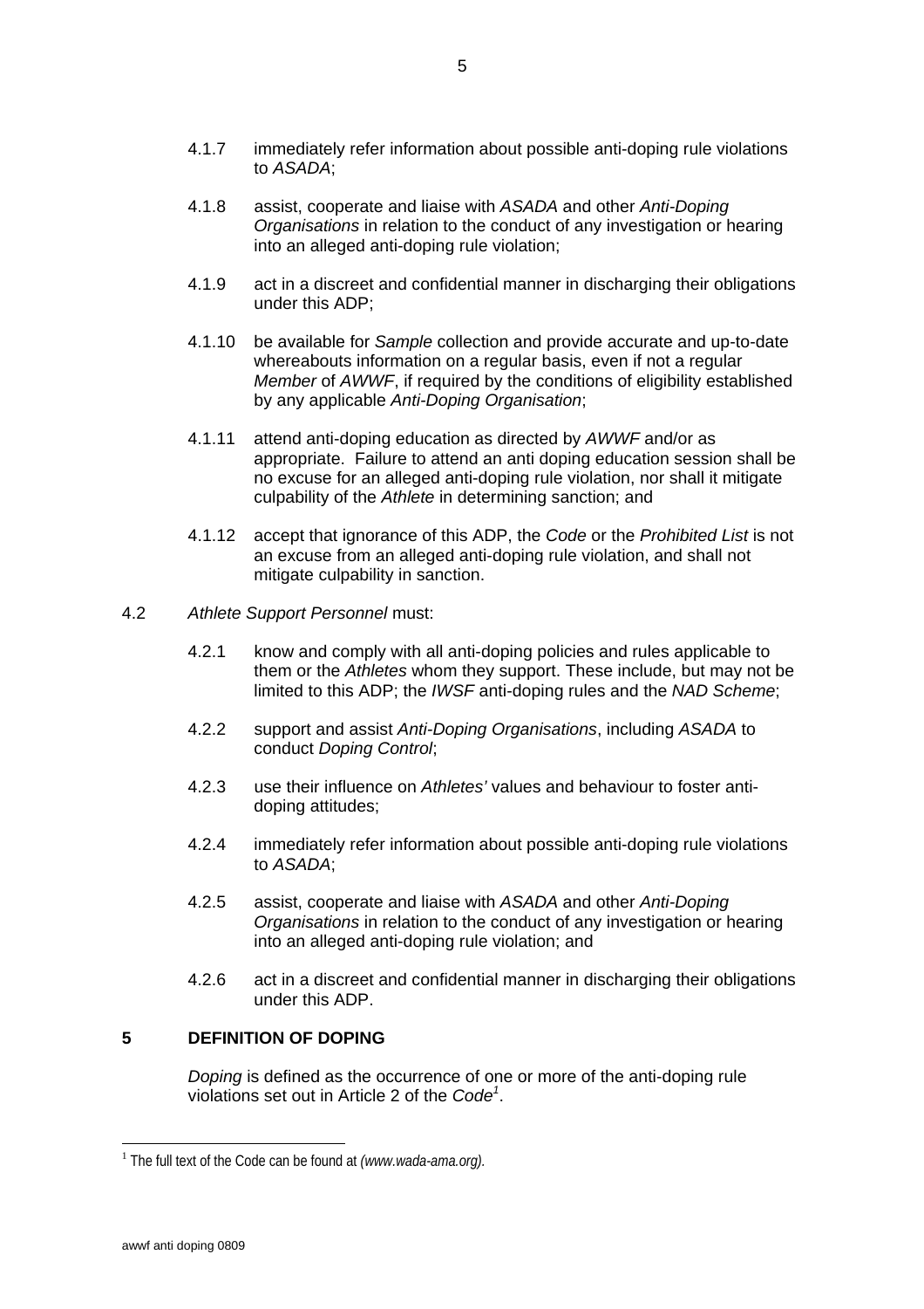4.1.7 immediately refer information about possible anti-doping rule violations to *ASADA*;

4.1.8 assist, cooperate and liaise with *ASADA* and other *Anti-Doping Organisations* in relation to the conduct of any investigation or hearing into an alleged anti-doping rule violation;

4.1.9 act in a discreet and confidential manner in discharging their obligations under this ADP;

4.1.10 be available for *Sample* collection and provide accurate and up-to-date whereabouts information on a regular basis, even if not a regular *Member* of *AWWF*, if required by the conditions of eligibility established by any applicable *Anti-Doping Organisation*;

4.1.11 attend anti-doping education as directed by *AWWF* and/or as appropriate. Failure to attend an anti doping education session shall be no excuse for an alleged anti-doping rule violation, nor shall it mitigate culpability of the *Athlete* in determining sanction; and

4.1.12 accept that ignorance of this ADP, the *Code* or the *Prohibited List* is not an excuse from an alleged anti-doping rule violation, and shall not mitigate culpability in sanction.

4.2 *Athlete Support Personnel* must:

4.2.1 know and comply with all anti-doping policies and rules applicable to them or the *Athletes* whom they support. These include, but may not be limited to this ADP; the *IWSF* anti-doping rules and the *NAD Scheme*;

4.2.2 support and assist *Anti-Doping Organisations*, including *ASADA* to conduct *Doping Control*;

4.2.3 use their influence on *Athletes'* values and behaviour to foster anti-doping attitudes;

4.2.4 immediately refer information about possible anti-doping rule violations to *ASADA*;

4.2.5 assist, cooperate and liaise with *ASADA* and other *Anti-Doping Organisations* in relation to the conduct of any investigation or hearing into an alleged anti-doping rule violation; and

4.2.6 act in a discreet and confidential manner in discharging their obligations under this ADP.

## 5 DEFINITION OF DOPING

*Doping* is defined as the occurrence of one or more of the anti-doping rule violations set out in Article 2 of the *Code*[1].

---

[1] The full text of the Code can be found at *(www.wada-ama.org).*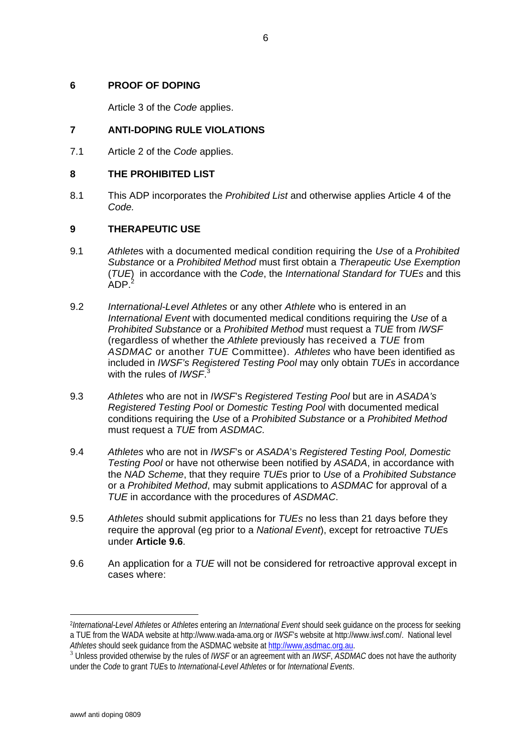## 6 PROOF OF DOPING

Article 3 of the *Code* applies.

## 7 ANTI-DOPING RULE VIOLATIONS

7.1 Article 2 of the *Code* applies.

## 8 THE PROHIBITED LIST

8.1 This ADP incorporates the *Prohibited List* and otherwise applies Article 4 of the *Code.*

## 9 THERAPEUTIC USE

9.1 *Athlete*s with a documented medical condition requiring the *Use* of a *Prohibited Substance* or a *Prohibited Method* must first obtain a *Therapeutic Use Exemption* (*TUE*) in accordance with the *Code*, the *International Standard for TUEs* and this ADP.[2]

9.2 *International-Level Athletes* or any other *Athlete* who is entered in an *International Event* with documented medical conditions requiring the *Use* of a *Prohibited Substance* or a *Prohibited Method* must request a *TUE* from *IWSF* (regardless of whether the *Athlete* previously has received a *TUE* from *ASDMAC* or another *TUE* Committee). *Athletes* who have been identified as included in *IWSF's Registered Testing Pool* may only obtain *TUEs* in accordance with the rules of *IWSF*.[3]

9.3 *Athletes* who are not in *IWSF*'s *Registered Testing Pool* but are in *ASADA's Registered Testing Pool* or *Domestic Testing Pool* with documented medical conditions requiring the *Use* of a *Prohibited Substance* or a *Prohibited Method* must request a *TUE* from *ASDMAC.*

9.4 *Athletes* who are not in *IWSF*'s or *ASADA*'s *Registered Testing Pool, Domestic Testing Pool* or have not otherwise been notified by *ASADA*, in accordance with the *NAD Scheme*, that they require *TUE*s prior to *Use* of a *Prohibited Substance* or a *Prohibited Method*, may submit applications to *ASDMAC* for approval of a *TUE* in accordance with the procedures of *ASDMAC*.

9.5 *Athletes* should submit applications for *TUEs* no less than 21 days before they require the approval (eg prior to a *National Event*), except for retroactive *TUE*s under **Article 9.6**.

9.6 An application for a *TUE* will not be considered for retroactive approval except in cases where:

---

[2] *International-Level Athletes* or *Athletes* entering an *International Event* should seek guidance on the process for seeking a TUE from the WADA website at http://www.wada-ama.org or *IWSF*'s website at http://www.iwsf.com/. National level *Athletes* should seek guidance from the ASDMAC website at http://www,asdmac.org.au.

[3] Unless provided otherwise by the rules of *IWSF* or an agreement with an *IWSF*, *ASDMAC* does not have the authority under the *Code* to grant *TUE*s to *International-Level Athletes* or for *International Events*.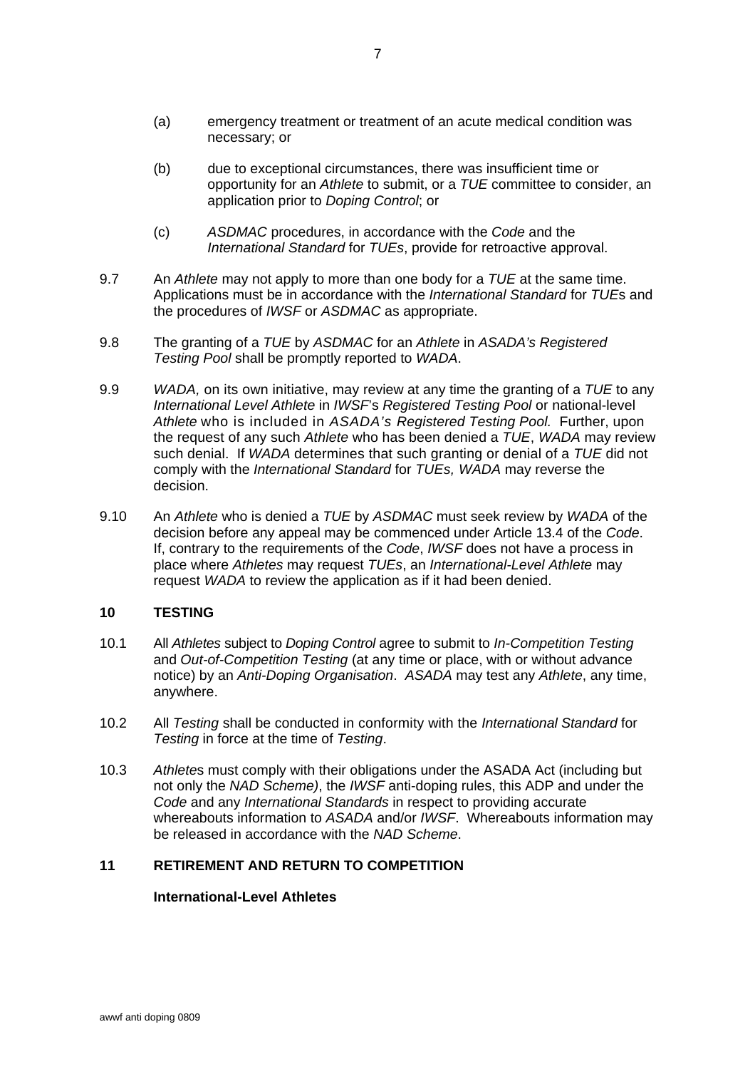(a) emergency treatment or treatment of an acute medical condition was necessary; or

(b) due to exceptional circumstances, there was insufficient time or opportunity for an *Athlete* to submit, or a *TUE* committee to consider, an application prior to *Doping Control*; or

(c) *ASDMAC* procedures, in accordance with the *Code* and the *International Standard* for *TUEs*, provide for retroactive approval.

9.7 An *Athlete* may not apply to more than one body for a *TUE* at the same time. Applications must be in accordance with the *International Standard* for *TUE*s and the procedures of *IWSF* or *ASDMAC* as appropriate.

9.8 The granting of a *TUE* by *ASDMAC* for an *Athlete* in *ASADA's Registered Testing Pool* shall be promptly reported to *WADA*.

9.9 *WADA,* on its own initiative, may review at any time the granting of a *TUE* to any *International Level Athlete* in *IWSF*'s *Registered Testing Pool* or national-level *Athlete* who is included in *ASADA's Registered Testing Pool.* Further, upon the request of any such *Athlete* who has been denied a *TUE*, *WADA* may review such denial. If *WADA* determines that such granting or denial of a *TUE* did not comply with the *International Standard* for *TUEs, WADA* may reverse the decision.

9.10 An *Athlete* who is denied a *TUE* by *ASDMAC* must seek review by *WADA* of the decision before any appeal may be commenced under Article 13.4 of the *Code*. If, contrary to the requirements of the *Code*, *IWSF* does not have a process in place where *Athletes* may request *TUEs*, an *International-Level Athlete* may request *WADA* to review the application as if it had been denied.

## 10 TESTING

10.1 All *Athletes* subject to *Doping Control* agree to submit to *In-Competition Testing* and *Out-of-Competition Testing* (at any time or place, with or without advance notice) by an *Anti-Doping Organisation*. *ASADA* may test any *Athlete*, any time, anywhere.

10.2 All *Testing* shall be conducted in conformity with the *International Standard* for *Testing* in force at the time of *Testing*.

10.3 *Athlete*s must comply with their obligations under the ASADA Act (including but not only the *NAD Scheme)*, the *IWSF* anti-doping rules, this ADP and under the *Code* and any *International Standards* in respect to providing accurate whereabouts information to *ASADA* and/or *IWSF*. Whereabouts information may be released in accordance with the *NAD Scheme*.

## 11 RETIREMENT AND RETURN TO COMPETITION

**International-Level Athletes**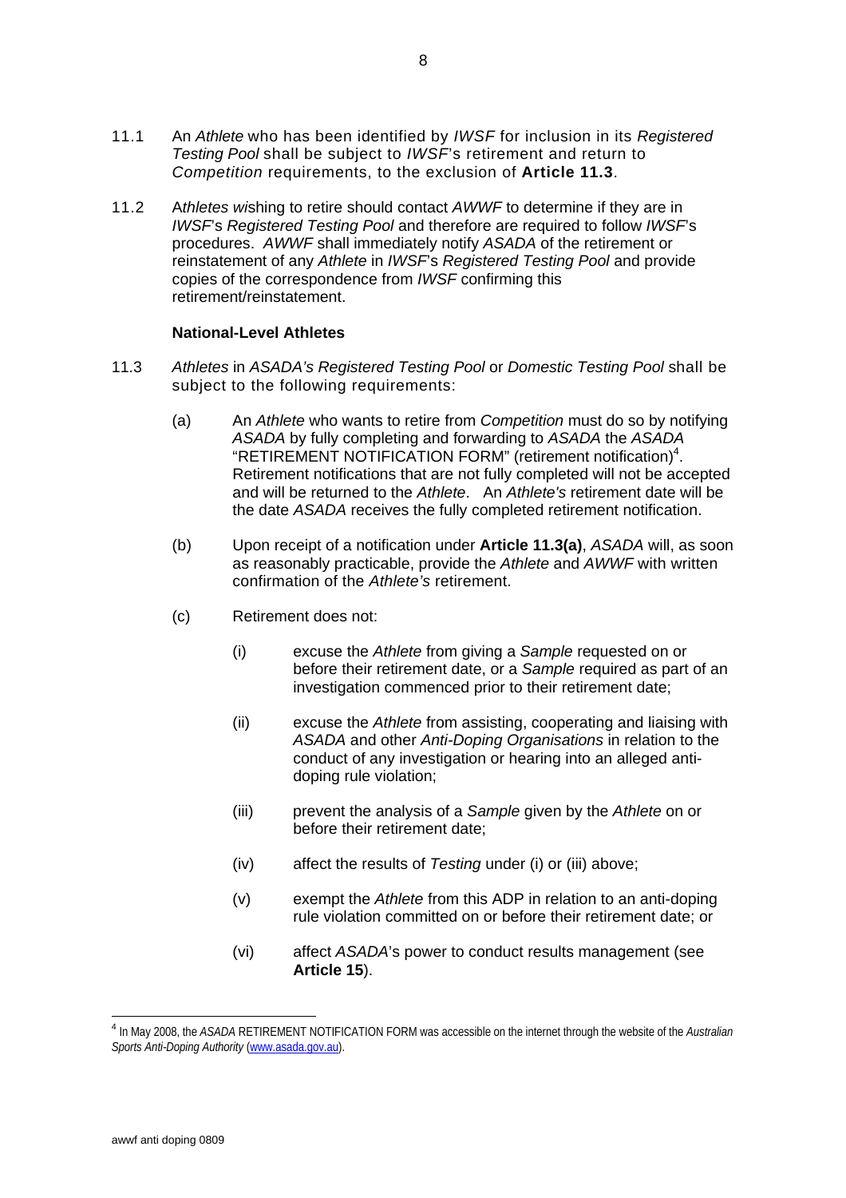11.1 An *Athlete* who has been identified by *IWSF* for inclusion in its *Registered Testing Pool* shall be subject to *IWSF*'s retirement and return to *Competition* requirements, to the exclusion of **Article 11.3**.

11.2 A*thletes wi*shing to retire should contact *AWWF* to determine if they are in *IWSF*'s *Registered Testing Pool* and therefore are required to follow *IWSF*'s procedures. *AWWF* shall immediately notify *ASADA* of the retirement or reinstatement of any *Athlete* in *IWSF*'s *Registered Testing Pool* and provide copies of the correspondence from *IWSF* confirming this retirement/reinstatement.

**National-Level Athletes**

11.3 *Athletes* in *ASADA's Registered Testing Pool* or *Domestic Testing Pool* shall be subject to the following requirements:

(a) An *Athlete* who wants to retire from *Competition* must do so by notifying *ASADA* by fully completing and forwarding to *ASADA* the *ASADA* "RETIREMENT NOTIFICATION FORM" (retirement notification)[4]. Retirement notifications that are not fully completed will not be accepted and will be returned to the *Athlete*. An *Athlete's* retirement date will be the date *ASADA* receives the fully completed retirement notification.

(b) Upon receipt of a notification under **Article 11.3(a)**, *ASADA* will, as soon as reasonably practicable, provide the *Athlete* and *AWWF* with written confirmation of the *Athlete's* retirement.

(c) Retirement does not:

(i) excuse the *Athlete* from giving a *Sample* requested on or before their retirement date, or a *Sample* required as part of an investigation commenced prior to their retirement date;

(ii) excuse the *Athlete* from assisting, cooperating and liaising with *ASADA* and other *Anti-Doping Organisations* in relation to the conduct of any investigation or hearing into an alleged anti-doping rule violation;

(iii) prevent the analysis of a *Sample* given by the *Athlete* on or before their retirement date;

(iv) affect the results of *Testing* under (i) or (iii) above;

(v) exempt the *Athlete* from this ADP in relation to an anti-doping rule violation committed on or before their retirement date; or

(vi) affect *ASADA*'s power to conduct results management (see **Article 15**).

[4] In May 2008, the *ASADA* RETIREMENT NOTIFICATION FORM was accessible on the internet through the website of the *Australian Sports Anti-Doping Authority* (www.asada.gov.au).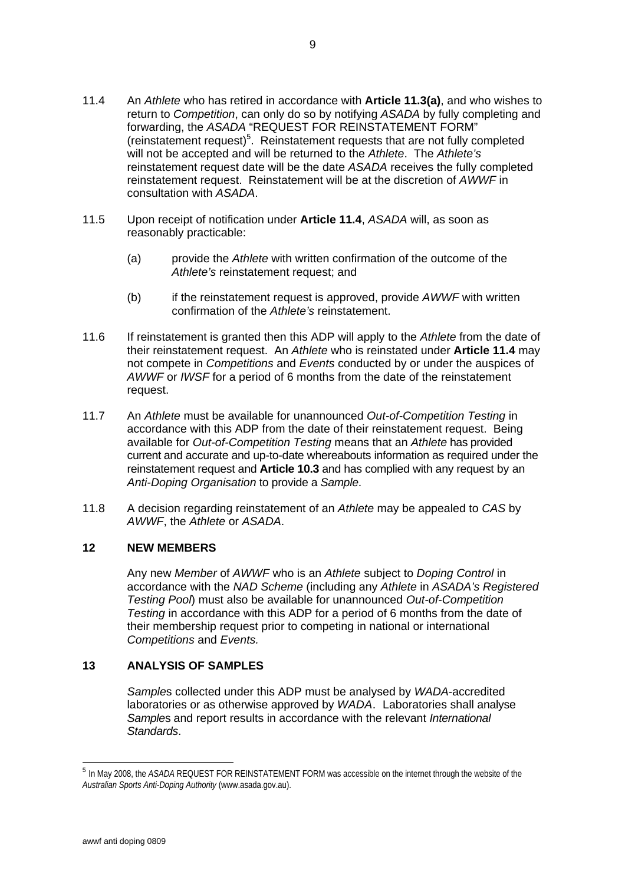11.4 An *Athlete* who has retired in accordance with **Article 11.3(a)**, and who wishes to return to *Competition*, can only do so by notifying *ASADA* by fully completing and forwarding, the *ASADA* "REQUEST FOR REINSTATEMENT FORM" (reinstatement request)[5]. Reinstatement requests that are not fully completed will not be accepted and will be returned to the *Athlete*. The *Athlete's* reinstatement request date will be the date *ASADA* receives the fully completed reinstatement request. Reinstatement will be at the discretion of *AWWF* in consultation with *ASADA*.

11.5 Upon receipt of notification under **Article 11.4**, *ASADA* will, as soon as reasonably practicable:

(a) provide the *Athlete* with written confirmation of the outcome of the *Athlete's* reinstatement request; and

(b) if the reinstatement request is approved, provide *AWWF* with written confirmation of the *Athlete's* reinstatement.

11.6 If reinstatement is granted then this ADP will apply to the *Athlete* from the date of their reinstatement request. An *Athlete* who is reinstated under **Article 11.4** may not compete in *Competitions* and *Events* conducted by or under the auspices of *AWWF* or *IWSF* for a period of 6 months from the date of the reinstatement request.

11.7 An *Athlete* must be available for unannounced *Out-of-Competition Testing* in accordance with this ADP from the date of their reinstatement request. Being available for *Out-of-Competition Testing* means that an *Athlete* has provided current and accurate and up-to-date whereabouts information as required under the reinstatement request and **Article 10.3** and has complied with any request by an *Anti-Doping Organisation* to provide a *Sample*.

11.8 A decision regarding reinstatement of an *Athlete* may be appealed to *CAS* by *AWWF*, the *Athlete* or *ASADA*.

## 12 NEW MEMBERS

Any new *Member* of *AWWF* who is an *Athlete* subject to *Doping Control* in accordance with the *NAD Scheme* (including any *Athlete* in *ASADA's Registered Testing Pool*) must also be available for unannounced *Out-of-Competition Testing* in accordance with this ADP for a period of 6 months from the date of their membership request prior to competing in national or international *Competitions* and *Events.*

## 13 ANALYSIS OF SAMPLES

*Samples* collected under this ADP must be analysed by *WADA*-accredited laboratories or as otherwise approved by *WADA*. Laboratories shall analyse *Samples* and report results in accordance with the relevant *International Standards*.

---

[5] In May 2008, the *ASADA* REQUEST FOR REINSTATEMENT FORM was accessible on the internet through the website of the *Australian Sports Anti-Doping Authority* (www.asada.gov.au).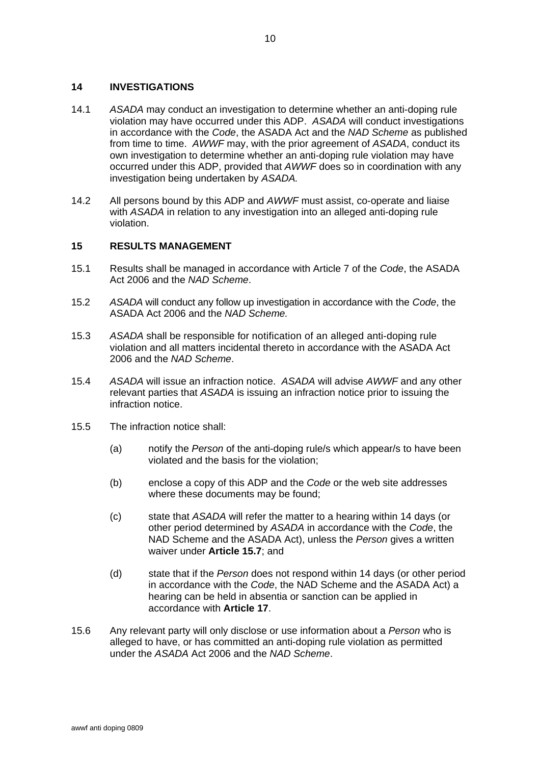## 14 INVESTIGATIONS

14.1 *ASADA* may conduct an investigation to determine whether an anti-doping rule violation may have occurred under this ADP. *ASADA* will conduct investigations in accordance with the *Code*, the ASADA Act and the *NAD Scheme* as published from time to time. *AWWF* may, with the prior agreement of *ASADA*, conduct its own investigation to determine whether an anti-doping rule violation may have occurred under this ADP, provided that *AWWF* does so in coordination with any investigation being undertaken by *ASADA.*

14.2 All persons bound by this ADP and *AWWF* must assist, co-operate and liaise with *ASADA* in relation to any investigation into an alleged anti-doping rule violation.

## 15 RESULTS MANAGEMENT

15.1 Results shall be managed in accordance with Article 7 of the *Code*, the ASADA Act 2006 and the *NAD Scheme*.

15.2 *ASADA* will conduct any follow up investigation in accordance with the *Code*, the ASADA Act 2006 and the *NAD Scheme.*

15.3 *ASADA* shall be responsible for notification of an alleged anti-doping rule violation and all matters incidental thereto in accordance with the ASADA Act 2006 and the *NAD Scheme*.

15.4 *ASADA* will issue an infraction notice. *ASADA* will advise *AWWF* and any other relevant parties that *ASADA* is issuing an infraction notice prior to issuing the infraction notice.

15.5 The infraction notice shall:

(a) notify the *Person* of the anti-doping rule/s which appear/s to have been violated and the basis for the violation;

(b) enclose a copy of this ADP and the *Code* or the web site addresses where these documents may be found;

(c) state that *ASADA* will refer the matter to a hearing within 14 days (or other period determined by *ASADA* in accordance with the *Code*, the NAD Scheme and the ASADA Act), unless the *Person* gives a written waiver under **Article 15.7**; and

(d) state that if the *Person* does not respond within 14 days (or other period in accordance with the *Code*, the NAD Scheme and the ASADA Act) a hearing can be held in absentia or sanction can be applied in accordance with **Article 17**.

15.6 Any relevant party will only disclose or use information about a *Person* who is alleged to have, or has committed an anti-doping rule violation as permitted under the *ASADA* Act 2006 and the *NAD Scheme*.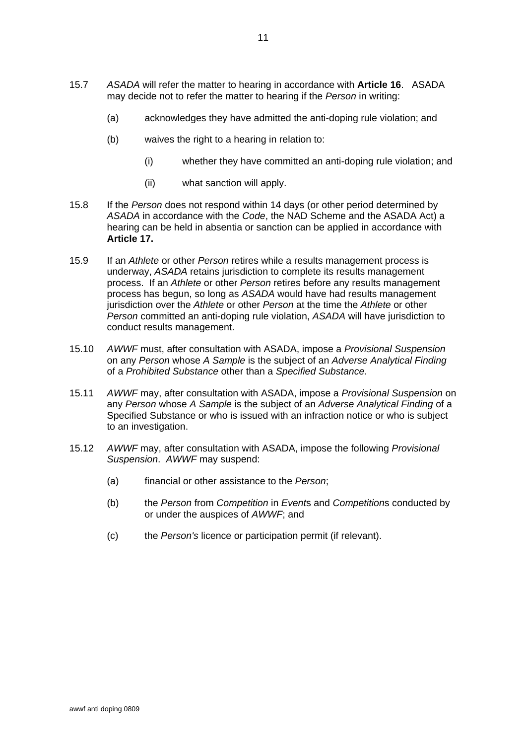15.7 *ASADA* will refer the matter to hearing in accordance with **Article 16**. ASADA may decide not to refer the matter to hearing if the *Person* in writing:

(a) acknowledges they have admitted the anti-doping rule violation; and

(b) waives the right to a hearing in relation to:

(i) whether they have committed an anti-doping rule violation; and

(ii) what sanction will apply.

15.8 If the *Person* does not respond within 14 days (or other period determined by *ASADA* in accordance with the *Code*, the NAD Scheme and the ASADA Act) a hearing can be held in absentia or sanction can be applied in accordance with **Article 17.**

15.9 If an *Athlete* or other *Person* retires while a results management process is underway, *ASADA* retains jurisdiction to complete its results management process. If an *Athlete* or other *Person* retires before any results management process has begun, so long as *ASADA* would have had results management jurisdiction over the *Athlete* or other *Person* at the time the *Athlete* or other *Person* committed an anti-doping rule violation, *ASADA* will have jurisdiction to conduct results management.

15.10 *AWWF* must, after consultation with ASADA, impose a *Provisional Suspension* on any *Person* whose *A Sample* is the subject of an *Adverse Analytical Finding* of a *Prohibited Substance* other than a *Specified Substance.*

15.11 *AWWF* may, after consultation with ASADA, impose a *Provisional Suspension* on any *Person* whose *A Sample* is the subject of an *Adverse Analytical Finding* of a Specified Substance or who is issued with an infraction notice or who is subject to an investigation.

15.12 *AWWF* may, after consultation with ASADA, impose the following *Provisional Suspension*. *AWWF* may suspend:

(a) financial or other assistance to the *Person*;

(b) the *Person* from *Competition* in *Event*s and *Competition*s conducted by or under the auspices of *AWWF*; and

(c) the *Person's* licence or participation permit (if relevant).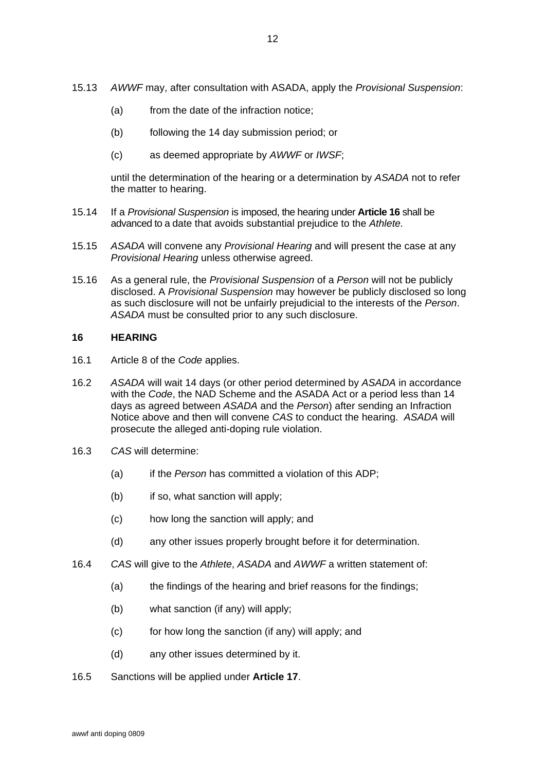15.13 *AWWF* may, after consultation with ASADA, apply the *Provisional Suspension*:

(a) from the date of the infraction notice;

(b) following the 14 day submission period; or

(c) as deemed appropriate by *AWWF* or *IWSF*;

until the determination of the hearing or a determination by *ASADA* not to refer the matter to hearing.

15.14 If a *Provisional Suspension* is imposed, the hearing under **Article 16** shall be advanced to a date that avoids substantial prejudice to the *Athlete.*

15.15 *ASADA* will convene any *Provisional Hearing* and will present the case at any *Provisional Hearing* unless otherwise agreed.

15.16 As a general rule, the *Provisional Suspension* of a *Person* will not be publicly disclosed. A *Provisional Suspension* may however be publicly disclosed so long as such disclosure will not be unfairly prejudicial to the interests of the *Person*. *ASADA* must be consulted prior to any such disclosure.

## 16 HEARING

16.1 Article 8 of the *Code* applies.

16.2 *ASADA* will wait 14 days (or other period determined by *ASADA* in accordance with the *Code*, the NAD Scheme and the ASADA Act or a period less than 14 days as agreed between *ASADA* and the *Person*) after sending an Infraction Notice above and then will convene *CAS* to conduct the hearing. *ASADA* will prosecute the alleged anti-doping rule violation.

16.3 *CAS* will determine:

(a) if the *Person* has committed a violation of this ADP;

(b) if so, what sanction will apply;

(c) how long the sanction will apply; and

(d) any other issues properly brought before it for determination.

16.4 *CAS* will give to the *Athlete*, *ASADA* and *AWWF* a written statement of:

(a) the findings of the hearing and brief reasons for the findings;

(b) what sanction (if any) will apply;

(c) for how long the sanction (if any) will apply; and

(d) any other issues determined by it.

16.5 Sanctions will be applied under **Article 17**.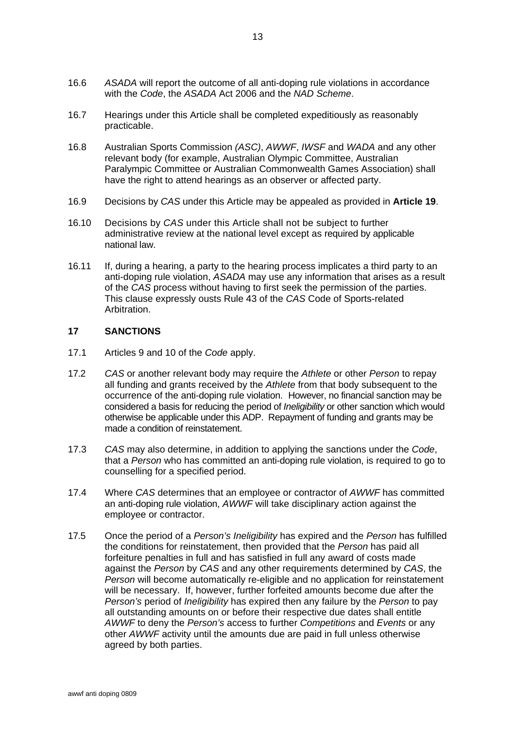16.6 *ASADA* will report the outcome of all anti-doping rule violations in accordance with the *Code*, the *ASADA* Act 2006 and the *NAD Scheme*.

16.7 Hearings under this Article shall be completed expeditiously as reasonably practicable.

16.8 Australian Sports Commission *(ASC)*, *AWWF*, *IWSF* and *WADA* and any other relevant body (for example, Australian Olympic Committee, Australian Paralympic Committee or Australian Commonwealth Games Association) shall have the right to attend hearings as an observer or affected party.

16.9 Decisions by *CAS* under this Article may be appealed as provided in **Article 19**.

16.10 Decisions by *CAS* under this Article shall not be subject to further administrative review at the national level except as required by applicable national law.

16.11 If, during a hearing, a party to the hearing process implicates a third party to an anti-doping rule violation, *ASADA* may use any information that arises as a result of the *CAS* process without having to first seek the permission of the parties. This clause expressly ousts Rule 43 of the *CAS* Code of Sports-related Arbitration.

## 17 SANCTIONS

17.1 Articles 9 and 10 of the *Code* apply.

17.2 *CAS* or another relevant body may require the *Athlete* or other *Person* to repay all funding and grants received by the *Athlete* from that body subsequent to the occurrence of the anti-doping rule violation. However, no financial sanction may be considered a basis for reducing the period of *Ineligibility* or other sanction which would otherwise be applicable under this ADP. Repayment of funding and grants may be made a condition of reinstatement.

17.3 *CAS* may also determine, in addition to applying the sanctions under the *Code*, that a *Person* who has committed an anti-doping rule violation, is required to go to counselling for a specified period.

17.4 Where *CAS* determines that an employee or contractor of *AWWF* has committed an anti-doping rule violation, *AWWF* will take disciplinary action against the employee or contractor.

17.5 Once the period of a *Person's Ineligibility* has expired and the *Person* has fulfilled the conditions for reinstatement, then provided that the *Person* has paid all forfeiture penalties in full and has satisfied in full any award of costs made against the *Person* by *CAS* and any other requirements determined by *CAS*, the *Person* will become automatically re-eligible and no application for reinstatement will be necessary. If, however, further forfeited amounts become due after the *Person's* period of *Ineligibility* has expired then any failure by the *Person* to pay all outstanding amounts on or before their respective due dates shall entitle *AWWF* to deny the *Person's* access to further *Competitions* and *Events* or any other *AWWF* activity until the amounts due are paid in full unless otherwise agreed by both parties.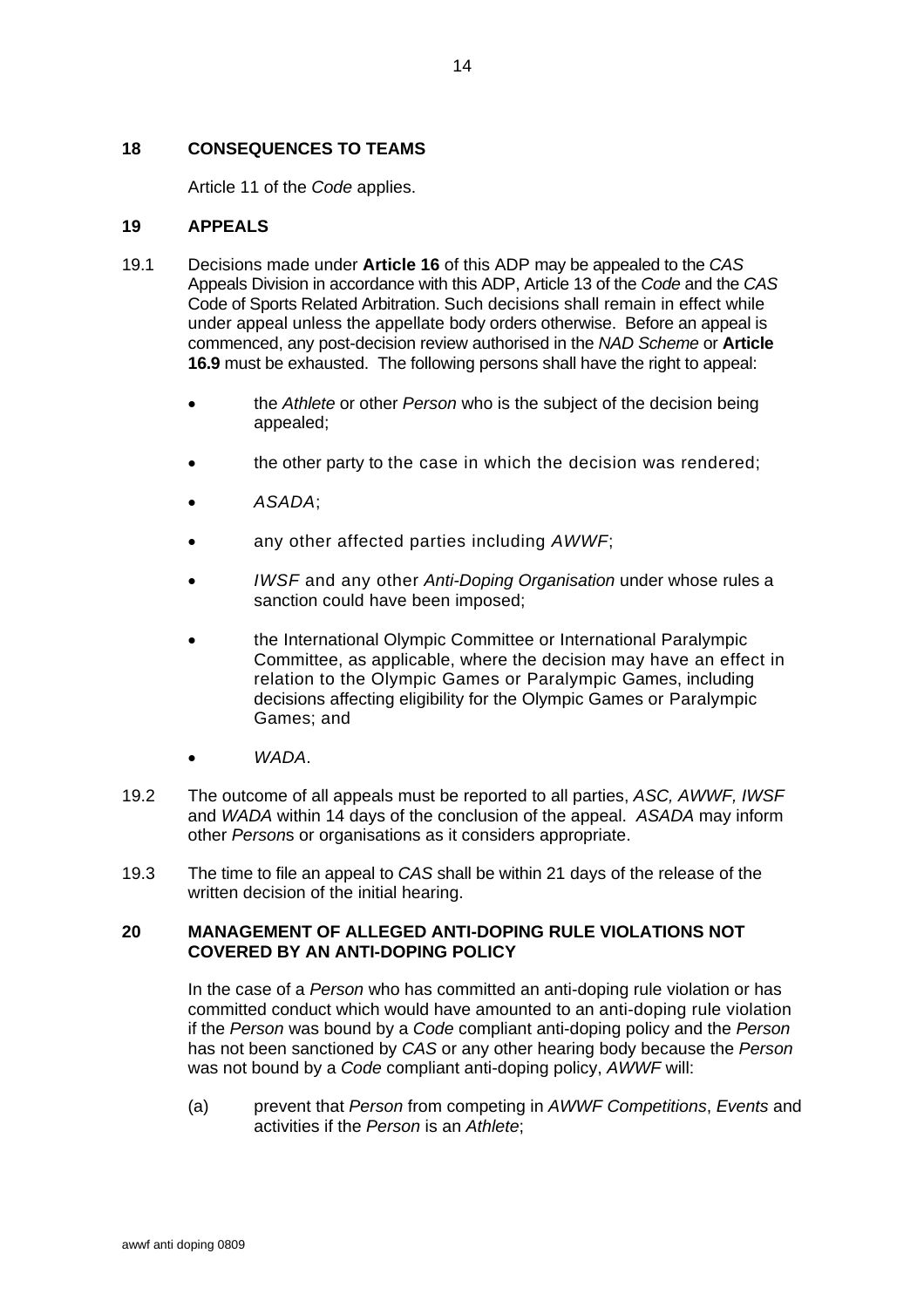## 18 CONSEQUENCES TO TEAMS

Article 11 of the *Code* applies.

## 19 APPEALS

19.1 Decisions made under **Article 16** of this ADP may be appealed to the *CAS* Appeals Division in accordance with this ADP, Article 13 of the *Code* and the *CAS* Code of Sports Related Arbitration. Such decisions shall remain in effect while under appeal unless the appellate body orders otherwise. Before an appeal is commenced, any post-decision review authorised in the *NAD Scheme* or **Article 16.9** must be exhausted. The following persons shall have the right to appeal:

- the *Athlete* or other *Person* who is the subject of the decision being appealed;
- the other party to the case in which the decision was rendered;
- *ASADA*;
- any other affected parties including *AWWF*;
- *IWSF* and any other *Anti-Doping Organisation* under whose rules a sanction could have been imposed;
- the International Olympic Committee or International Paralympic Committee, as applicable, where the decision may have an effect in relation to the Olympic Games or Paralympic Games, including decisions affecting eligibility for the Olympic Games or Paralympic Games; and
- *WADA*.

19.2 The outcome of all appeals must be reported to all parties, *ASC, AWWF, IWSF* and *WADA* within 14 days of the conclusion of the appeal. *ASADA* may inform other *Person*s or organisations as it considers appropriate.

19.3 The time to file an appeal to *CAS* shall be within 21 days of the release of the written decision of the initial hearing.

## 20 MANAGEMENT OF ALLEGED ANTI-DOPING RULE VIOLATIONS NOT COVERED BY AN ANTI-DOPING POLICY

In the case of a *Person* who has committed an anti-doping rule violation or has committed conduct which would have amounted to an anti-doping rule violation if the *Person* was bound by a *Code* compliant anti-doping policy and the *Person* has not been sanctioned by *CAS* or any other hearing body because the *Person* was not bound by a *Code* compliant anti-doping policy, *AWWF* will:

(a) prevent that *Person* from competing in *AWWF Competitions*, *Events* and activities if the *Person* is an *Athlete*;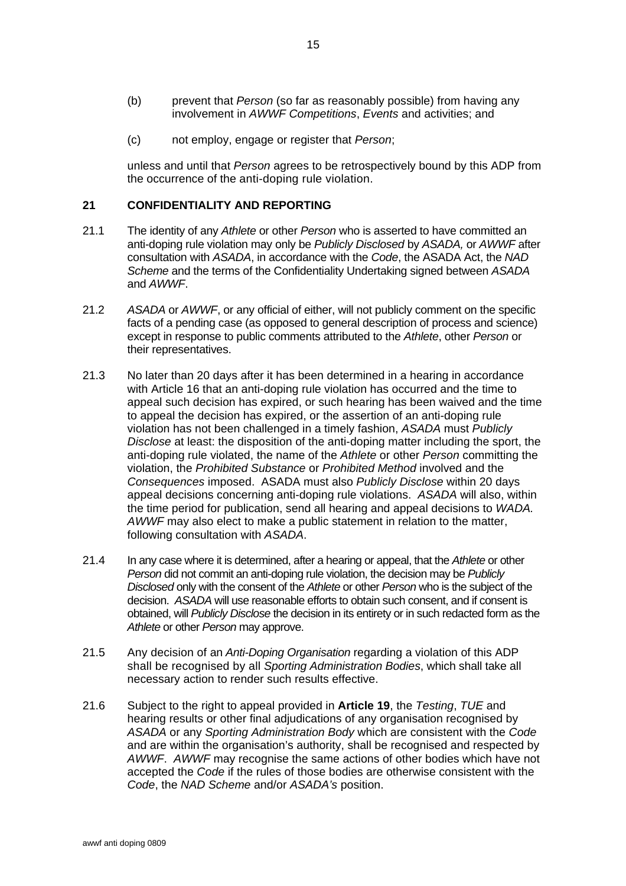(b) prevent that *Person* (so far as reasonably possible) from having any involvement in *AWWF Competitions*, *Events* and activities; and

(c) not employ, engage or register that *Person*;

unless and until that *Person* agrees to be retrospectively bound by this ADP from the occurrence of the anti-doping rule violation.

## 21 CONFIDENTIALITY AND REPORTING

21.1 The identity of any *Athlete* or other *Person* who is asserted to have committed an anti-doping rule violation may only be *Publicly Disclosed* by *ASADA,* or *AWWF* after consultation with *ASADA*, in accordance with the *Code*, the ASADA Act, the *NAD Scheme* and the terms of the Confidentiality Undertaking signed between *ASADA* and *AWWF*.

21.2 *ASADA* or *AWWF*, or any official of either, will not publicly comment on the specific facts of a pending case (as opposed to general description of process and science) except in response to public comments attributed to the *Athlete*, other *Person* or their representatives.

21.3 No later than 20 days after it has been determined in a hearing in accordance with Article 16 that an anti-doping rule violation has occurred and the time to appeal such decision has expired, or such hearing has been waived and the time to appeal the decision has expired, or the assertion of an anti-doping rule violation has not been challenged in a timely fashion, *ASADA* must *Publicly Disclose* at least: the disposition of the anti-doping matter including the sport, the anti-doping rule violated, the name of the *Athlete* or other *Person* committing the violation, the *Prohibited Substance* or *Prohibited Method* involved and the *Consequences* imposed. ASADA must also *Publicly Disclose* within 20 days appeal decisions concerning anti-doping rule violations. *ASADA* will also, within the time period for publication, send all hearing and appeal decisions to *WADA. AWWF* may also elect to make a public statement in relation to the matter, following consultation with *ASADA*.

21.4 In any case where it is determined, after a hearing or appeal, that the *Athlete* or other *Person* did not commit an anti-doping rule violation, the decision may be *Publicly Disclosed* only with the consent of the *Athlete* or other *Person* who is the subject of the decision. *ASADA* will use reasonable efforts to obtain such consent, and if consent is obtained, will *Publicly Disclose* the decision in its entirety or in such redacted form as the *Athlete* or other *Person* may approve.

21.5 Any decision of an *Anti-Doping Organisation* regarding a violation of this ADP shall be recognised by all *Sporting Administration Bodies*, which shall take all necessary action to render such results effective.

21.6 Subject to the right to appeal provided in **Article 19**, the *Testing*, *TUE* and hearing results or other final adjudications of any organisation recognised by *ASADA* or any *Sporting Administration Body* which are consistent with the *Code* and are within the organisation's authority, shall be recognised and respected by *AWWF*. *AWWF* may recognise the same actions of other bodies which have not accepted the *Code* if the rules of those bodies are otherwise consistent with the *Code*, the *NAD Scheme* and/or *ASADA's* position.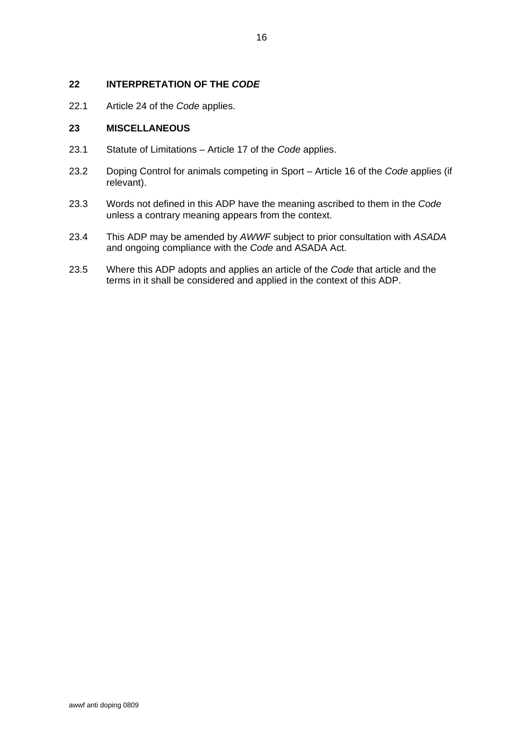## 22 INTERPRETATION OF THE *CODE*

22.1 Article 24 of the *Code* applies.

## 23 MISCELLANEOUS

23.1 Statute of Limitations – Article 17 of the *Code* applies.

23.2 Doping Control for animals competing in Sport – Article 16 of the *Code* applies (if relevant).

23.3 Words not defined in this ADP have the meaning ascribed to them in the *Code* unless a contrary meaning appears from the context.

23.4 This ADP may be amended by *AWWF* subject to prior consultation with *ASADA* and ongoing compliance with the *Code* and ASADA Act.

23.5 Where this ADP adopts and applies an article of the *Code* that article and the terms in it shall be considered and applied in the context of this ADP.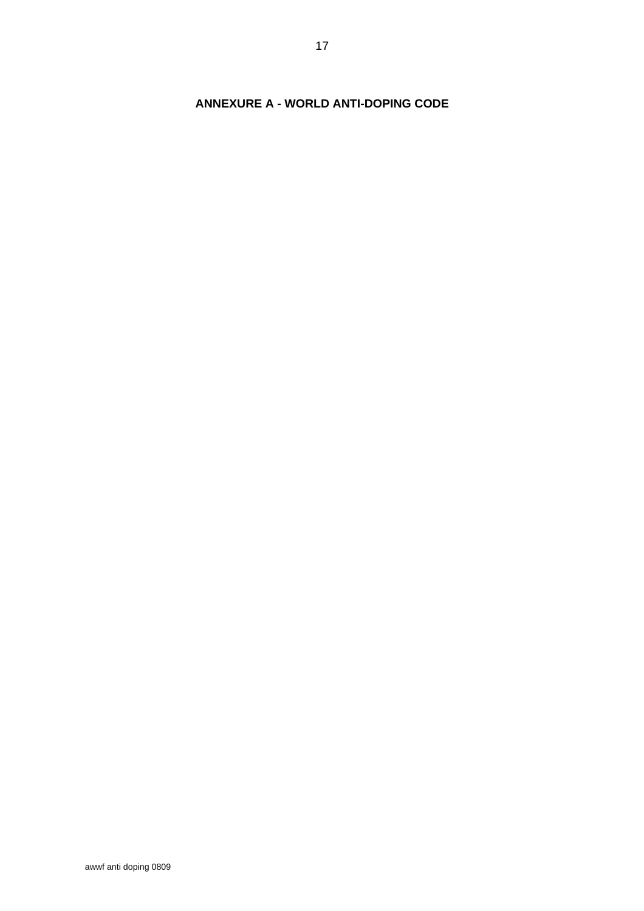**ANNEXURE A - WORLD ANTI-DOPING CODE**